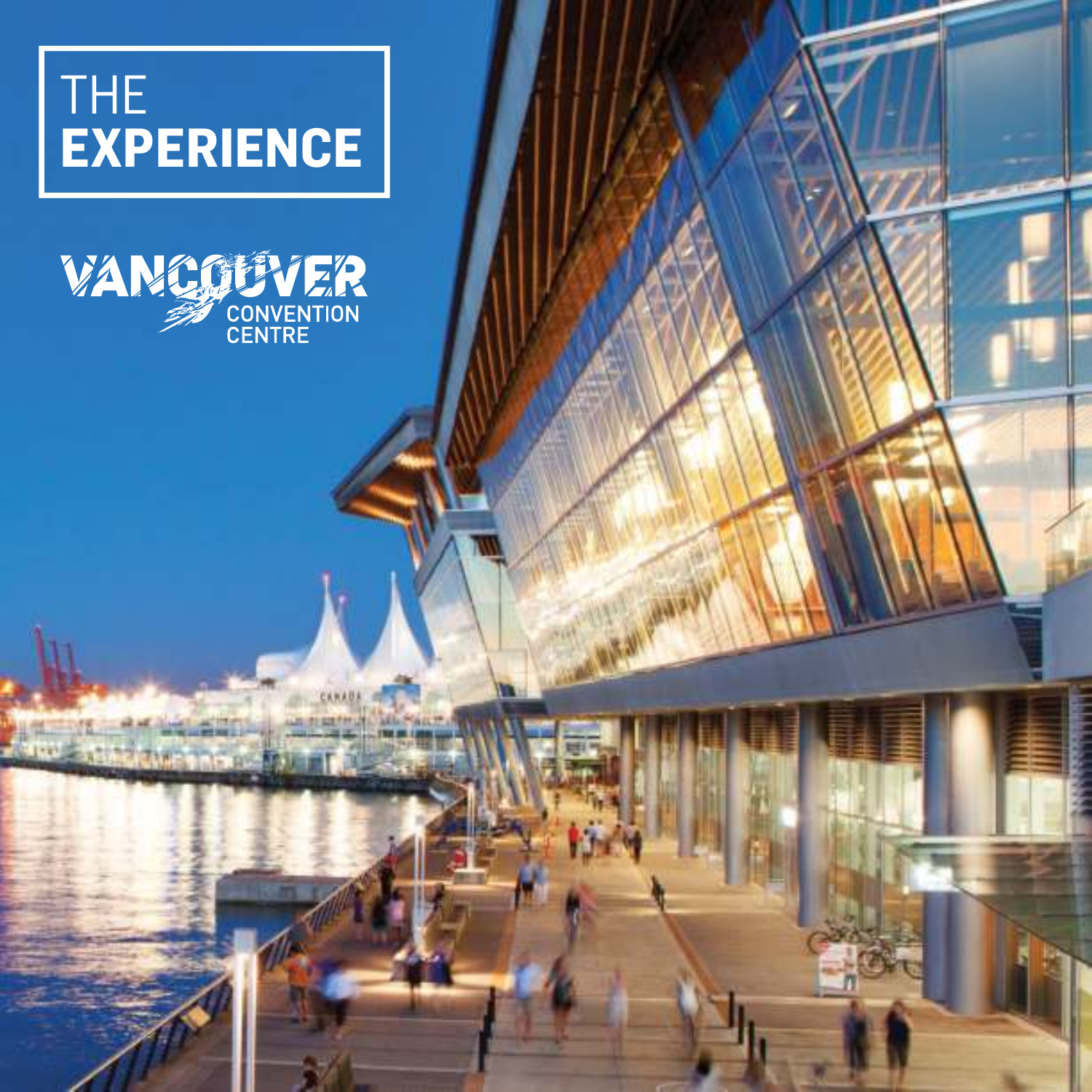# THE EXPERIENCE

VANCOUVER CONVENTION CENTRE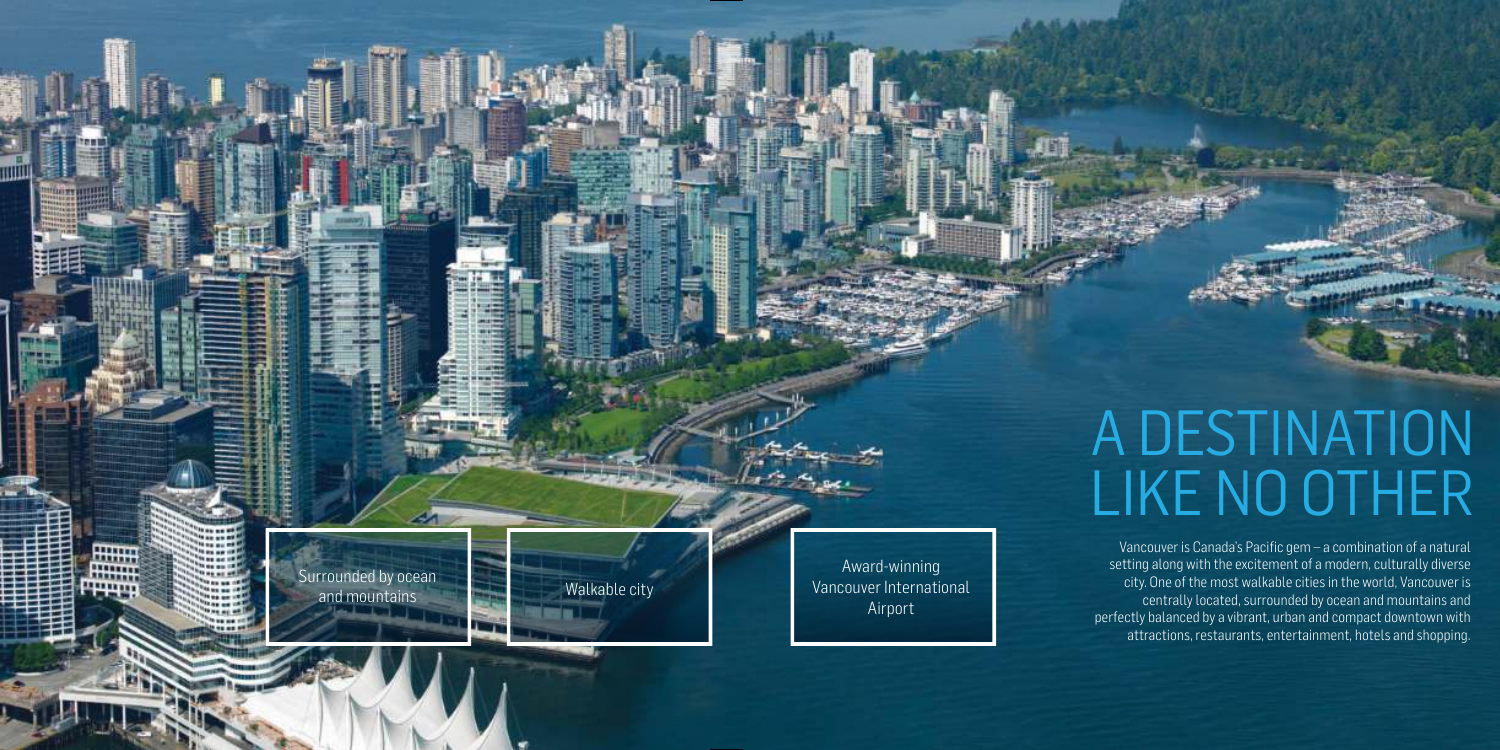# A DESTINATION LIKE NO OTHER

Vancouver is Canada's Pacific gem – a combination of a natural setting along with the excitement of a modern, culturally diverse city. One of the most walkable cities in the world, Vancouver is centrally located, surrounded by ocean and mountains and perfectly balanced by a vibrant, urban and compact downtown with attractions, restaurants, entertainment, hotels and shopping.

Surrounded by ocean and mountains

Walkable city

Award-winning Vancouver International Airport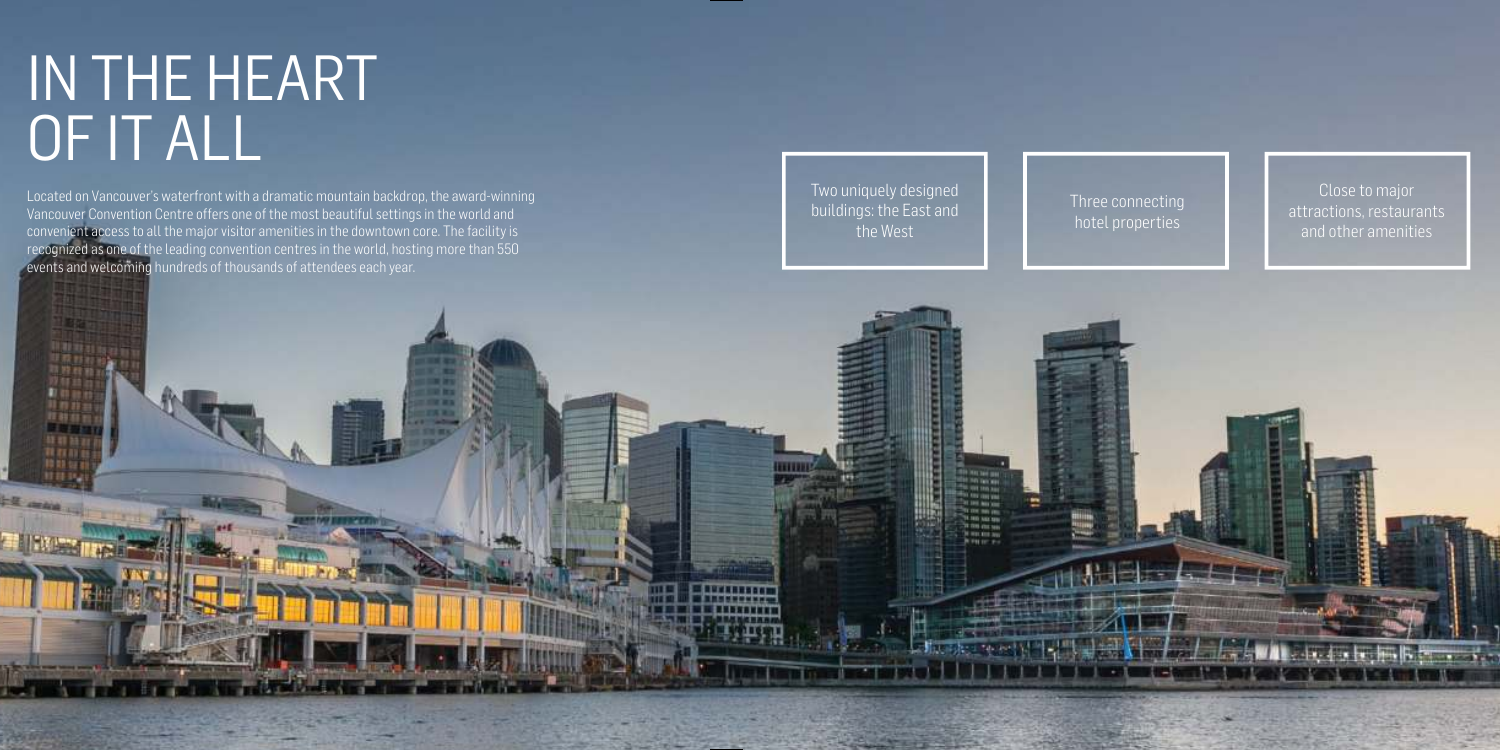# IN THE HEART OF IT ALL

Located on Vancouver's waterfront with a dramatic mountain backdrop, the award-winning Vancouver Convention Centre offers one of the most beautiful settings in the world and convenient access to all the major visitor amenities in the downtown core. The facility is recognized as one of the leading convention centres in the world, hosting more than 550 events and welcoming hundreds of thousands of attendees each year.

Two uniquely designed buildings: the East and the West

Three connecting hotel properties

Close to major attractions, restaurants and other amenities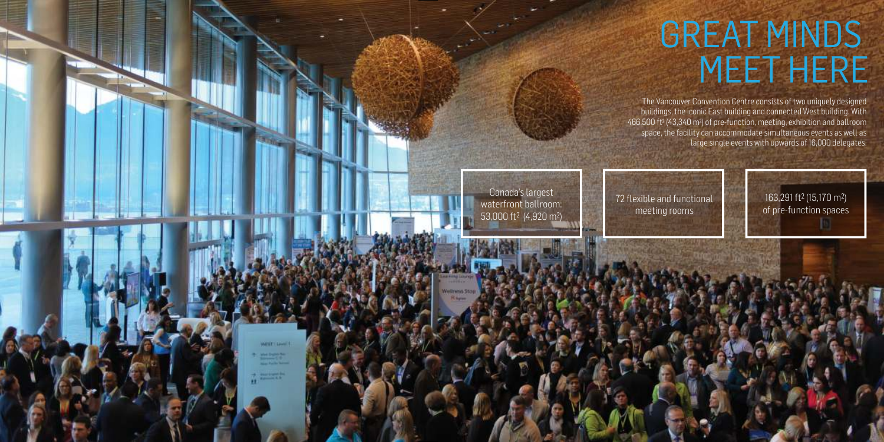# GREAT MINDS MEET HERE

The Vancouver Convention Centre consists of two uniquely designed buildings, the iconic East building and connected West building. With 466,500 ft² (43,340 m²) of pre-function, meeting, exhibition and ballroom space, the facility can accommodate simultaneous events as well as large single events with upwards of 16,000 delegates.

Canada's largest waterfront ballroom: 53,000 ft² (4,920 m²)

72 flexible and functional meeting rooms

163,291 ft² (15,170 m²) of pre-function spaces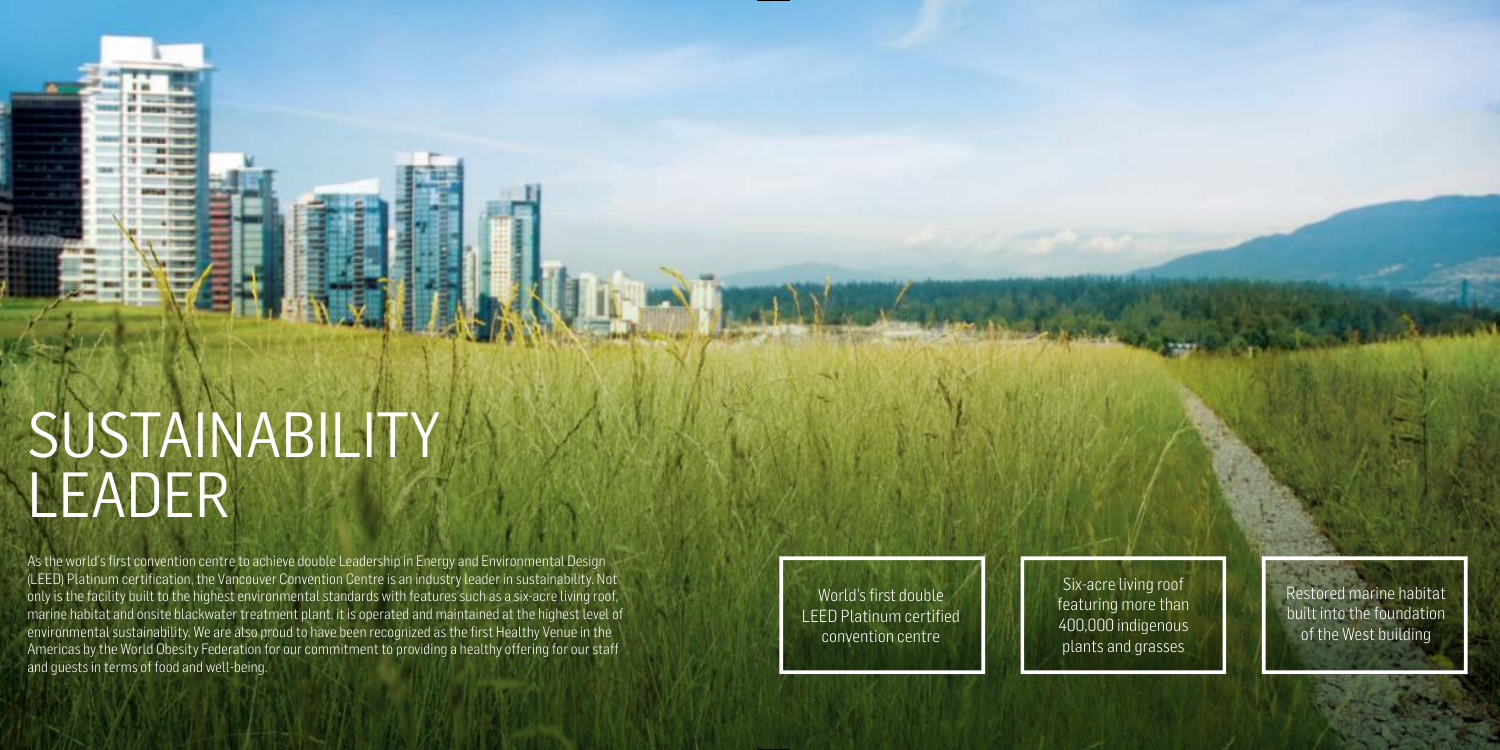# SUSTAINABILITY LEADER

As the world's first convention centre to achieve double Leadership in Energy and Environmental Design (LEED) Platinum certification, the Vancouver Convention Centre is an industry leader in sustainability. Not only is the facility built to the highest environmental standards with features such as a six-acre living roof, marine habitat and onsite blackwater treatment plant, it is operated and maintained at the highest level of environmental sustainability. We are also proud to have been recognized as the first Healthy Venue in the Americas by the World Obesity Federation for our commitment to providing a healthy offering for our staff and guests in terms of food and well-being.

World's first double LEED Platinum certified convention centre

Six-acre living roof featuring more than 400,000 indigenous plants and grasses

Restored marine habitat built into the foundation of the West building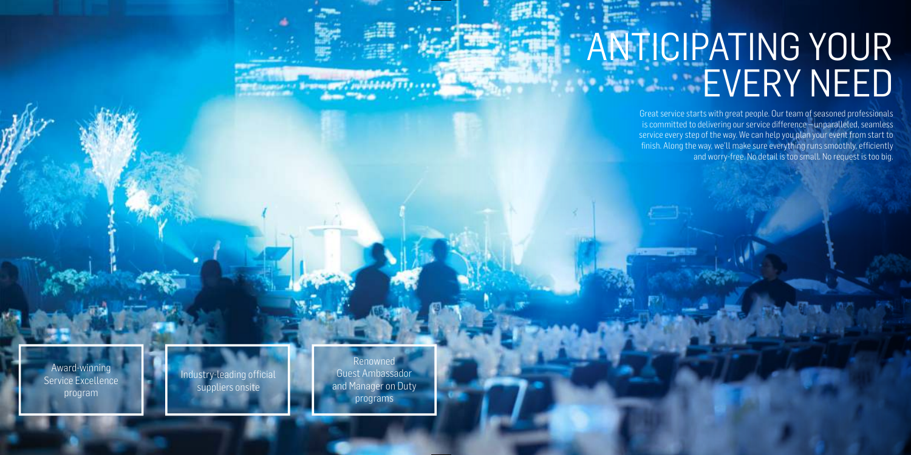# ANTICIPATING YOUR EVERY NEED

Great service starts with great people. Our team of seasoned professionals is committed to delivering our service difference – unparalleled, seamless service every step of the way. We can help you plan your event from start to finish. Along the way, we'll make sure everything runs smoothly, efficiently and worry-free. No detail is too small. No request is too big.

Award-winning Service Excellence program

Industry-leading official suppliers onsite

Renowned Guest Ambassador and Manager on Duty programs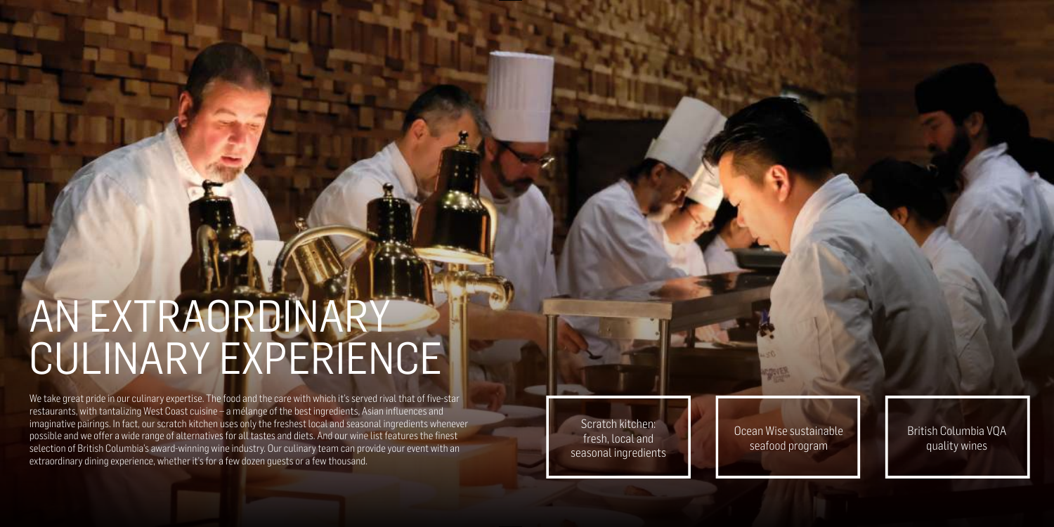# AN EXTRAORDINARY CULINARY EXPERIENCE

We take great pride in our culinary expertise. The food and the care with which it's served rival that of five-star restaurants, with tantalizing West Coast cuisine – a mélange of the best ingredients, Asian influences and imaginative pairings. In fact, our scratch kitchen uses only the freshest local and seasonal ingredients whenever possible and we offer a wide range of alternatives for all tastes and diets. And our wine list features the finest selection of British Columbia's award-winning wine industry. Our culinary team can provide your event with an extraordinary dining experience, whether it's for a few dozen guests or a few thousand.

Scratch kitchen: fresh, local and seasonal ingredients

Ocean Wise sustainable seafood program

British Columbia VQA quality wines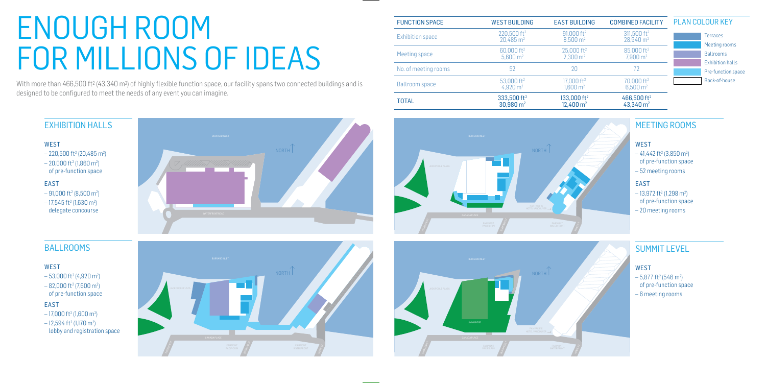# ENOUGH ROOM FOR MILLIONS OF IDEAS

With more than 466,500 ft² (43,340 m²) of highly flexible function space, our facility spans two connected buildings and is designed to be configured to meet the needs of any event you can imagine.

| FUNCTION SPACE | WEST BUILDING | EAST BUILDING | COMBINED FACILITY |
|---|---|---|---|
| Exhibition space | 220,500 ft² 20,485 m² | 91,000 ft² 8,500 m² | 311,500 ft² 28,940 m² |
| Meeting space | 60,000 ft² 5,600 m² | 25,000 ft² 2,300 m² | 85,000 ft² 7,900 m² |
| No. of meeting rooms | 52 | 20 | 72 |
| Ballroom space | 53,000 ft² 4,920 m² | 17,000 ft² 1,600 m² | 70,000 ft² 6,500 m² |
| TOTAL | 333,500 ft² 30,980 m² | 133,000 ft² 12,400 m² | 466,500 ft² 43,340 m² |

**PLAN COLOUR KEY**

- Terraces
- Meeting rooms
- Ballrooms
- Exhibition halls
- Pre-function space
- Back-of-house

## EXHIBITION HALLS

### WEST

- 220,500 ft² (20,485 m²)
- 20,000 ft² (1,860 m²) of pre-function space

### EAST

- 91,000 ft² (8,500 m²)
- 17,545 ft² (1,630 m²) delegate concourse

BURRARD INLET

NORTH

WATERFRONT ROAD

## MEETING ROOMS

### WEST

- 41,442 ft² (3,850 m²) of pre-function space
- 52 meeting rooms

### EAST

- 13,972 ft² (1,298 m²) of pre-function space
- 20 meeting rooms

BURRARD INLET

NORTH

JACK POOLE PLAZA

CANADA PLACE

## BALLROOMS

### WEST

- 53,000 ft² (4,920 m²)
- 82,000 ft² (7,600 m²) of pre-function space

### EAST

- 17,000 ft² (1,600 m²)
- 12,594 ft² (1,170 m²) lobby and registration space

BURRARD INLET

NORTH

JACK POOLE PLAZA

CANADA PLACE

## SUMMIT LEVEL

### WEST

- 5,877 ft² (546 m²) of pre-function space
- 6 meeting rooms

BURRARD INLET

NORTH

JACK POOLE PLAZA

LIVING ROOF

CANADA PLACE